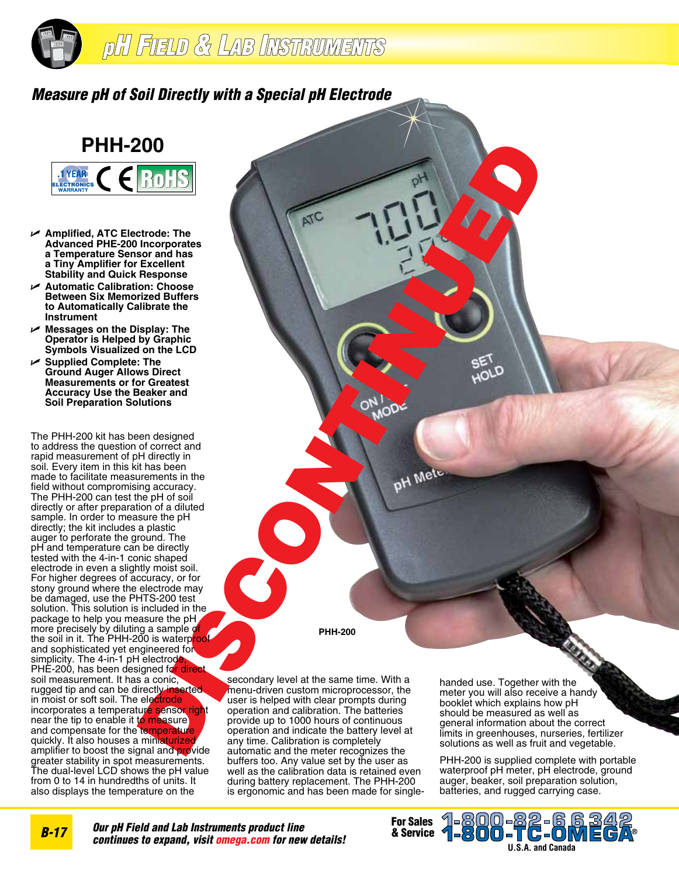# pH Field & Lab Instruments

## Measure pH of Soil Directly with a Special pH Electrode

## PHH-200

DISCONTINUED

- Amplified, ATC Electrode: The Advanced PHE-200 Incorporates a Temperature Sensor and has a Tiny Amplifier for Excellent Stability and Quick Response
- Automatic Calibration: Choose Between Six Memorized Buffers to Automatically Calibrate the Instrument
- Messages on the Display: The Operator is Helped by Graphic Symbols Visualized on the LCD
- Supplied Complete: The Ground Auger Allows Direct Measurements or for Greatest Accuracy Use the Beaker and Soil Preparation Solutions

The PHH-200 kit has been designed to address the question of correct and rapid measurement of pH directly in soil. Every item in this kit has been made to facilitate measurements in the field without compromising accuracy. The PHH-200 can test the pH of soil directly or after preparation of a diluted sample. In order to measure the pH directly; the kit includes a plastic auger to perforate the ground. The pH and temperature can be directly tested with the 4-in-1 conic shaped electrode in even a slightly moist soil. For higher degrees of accuracy, or for stony ground where the electrode may be damaged, use the PHTS-200 test solution. This solution is included in the package to help you measure the pH more precisely by diluting a sample of the soil in it. The PHH-200 is waterproof and sophisticated yet engineered for simplicity. The 4-in-1 pH electrode, PHE-200, has been designed for direct soil measurement. It has a conic, rugged tip and can be directly inserted in moist or soft soil. The electrode incorporates a temperature sensor right near the tip to enable it to measure and compensate for the temperature quickly. It also houses a miniaturized amplifier to boost the signal and provide greater stability in spot measurements. The dual-level LCD shows the pH value from 0 to 14 in hundredths of units. It also displays the temperature on the secondary level at the same time. With a menu-driven custom microprocessor, the user is helped with clear prompts during operation and calibration. The batteries provide up to 1000 hours of continuous operation and indicate the battery level at any time. Calibration is completely automatic and the meter recognizes the buffers too. Any value set by the user as well as the calibration data is retained even during battery replacement. The PHH-200 is ergonomic and has been made for single-handed use. Together with the meter you will also receive a handy booklet which explains how pH should be measured as well as general information about the correct limits in greenhouses, nurseries, fertilizer solutions as well as fruit and vegetable.

PHH-200 is supplied complete with portable waterproof pH meter, pH electrode, ground auger, beaker, soil preparation solution, batteries, and rugged carrying case.

PHH-200

*Our pH Field and Lab Instruments product line continues to expand, visit omega.com for new details!*

For Sales & Service 1-800-82-66342 1-800-TC-OMEGA® U.S.A. and Canada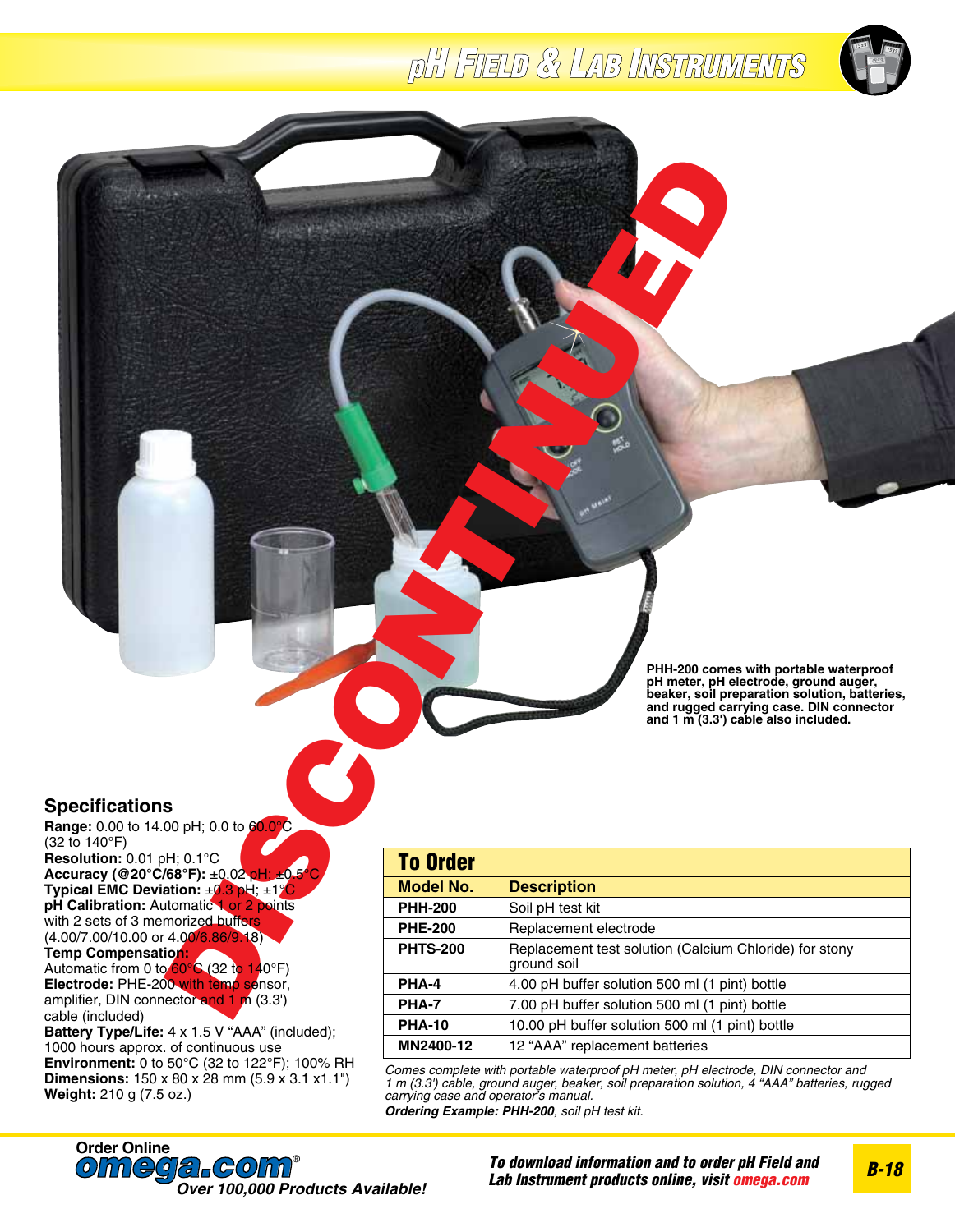# pH Field & Lab Instruments

DISCONTINUED

**PHH-200 comes with portable waterproof pH meter, pH electrode, ground auger, beaker, soil preparation solution, batteries, and rugged carrying case. DIN connector and 1 m (3.3') cable also included.**

## Specifications

**Range:** 0.00 to 14.00 pH; 0.0 to 60.0°C (32 to 140°F)
**Resolution:** 0.01 pH; 0.1°C
**Accuracy (@20°C/68°F):** ±0.02 pH; ±0.5°C
**Typical EMC Deviation:** ±0.3 pH; ±1°C
**pH Calibration:** Automatic 1 or 2 points with 2 sets of 3 memorized buffers (4.00/7.00/10.00 or 4.00/6.86/9.18)
**Temp Compensation:** Automatic from 0 to 60°C (32 to 140°F)
**Electrode:** PHE-200 with temp sensor, amplifier, DIN connector and 1 m (3.3') cable (included)
**Battery Type/Life:** 4 x 1.5 V "AAA" (included); 1000 hours approx. of continuous use
**Environment:** 0 to 50°C (32 to 122°F); 100% RH
**Dimensions:** 150 x 80 x 28 mm (5.9 x 3.1 x1.1")
**Weight:** 210 g (7.5 oz.)

## To Order

| Model No. | Description |
|---|---|
| **PHH-200** | Soil pH test kit |
| **PHE-200** | Replacement electrode |
| **PHTS-200** | Replacement test solution (Calcium Chloride) for stony ground soil |
| **PHA-4** | 4.00 pH buffer solution 500 ml (1 pint) bottle |
| **PHA-7** | 7.00 pH buffer solution 500 ml (1 pint) bottle |
| **PHA-10** | 10.00 pH buffer solution 500 ml (1 pint) bottle |
| **MN2400-12** | 12 "AAA" replacement batteries |

*Comes complete with portable waterproof pH meter, pH electrode, DIN connector and 1 m (3.3') cable, ground auger, beaker, soil preparation solution, 4 "AAA" batteries, rugged carrying case and operator's manual.*
***Ordering Example: PHH-200**, soil pH test kit.*